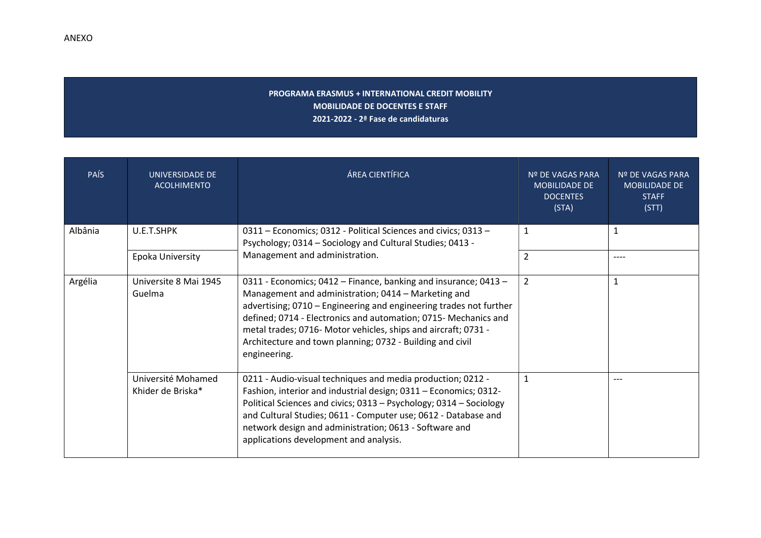ANEXO

**PROGRAMA ERASMUS + INTERNATIONAL CREDIT MOBILITY**
**MOBILIDADE DE DOCENTES E STAFF**
**2021-2022 - 2ª Fase de candidaturas**

| PAÍS | UNIVERSIDADE DE ACOLHIMENTO | ÁREA CIENTÍFICA | Nº DE VAGAS PARA MOBILIDADE DE DOCENTES (STA) | Nº DE VAGAS PARA MOBILIDADE DE STAFF (STT) |
|---|---|---|---|---|
| Albânia | U.E.T.SHPK | 0311 – Economics; 0312 - Political Sciences and civics; 0313 – Psychology; 0314 – Sociology and Cultural Studies; 0413 - Management and administration. | 1 | 1 |
| | Epoka University | | 2 | ---- |
| Argélia | Universite 8 Mai 1945 Guelma | 0311 - Economics; 0412 – Finance, banking and insurance; 0413 – Management and administration; 0414 – Marketing and advertising; 0710 – Engineering and engineering trades not further defined; 0714 - Electronics and automation; 0715- Mechanics and metal trades; 0716- Motor vehicles, ships and aircraft; 0731 - Architecture and town planning; 0732 - Building and civil engineering. | 2 | 1 |
| | Université Mohamed Khider de Briska* | 0211 - Audio-visual techniques and media production; 0212 - Fashion, interior and industrial design; 0311 – Economics; 0312- Political Sciences and civics; 0313 – Psychology; 0314 – Sociology and Cultural Studies; 0611 - Computer use; 0612 - Database and network design and administration; 0613 - Software and applications development and analysis. | 1 | --- |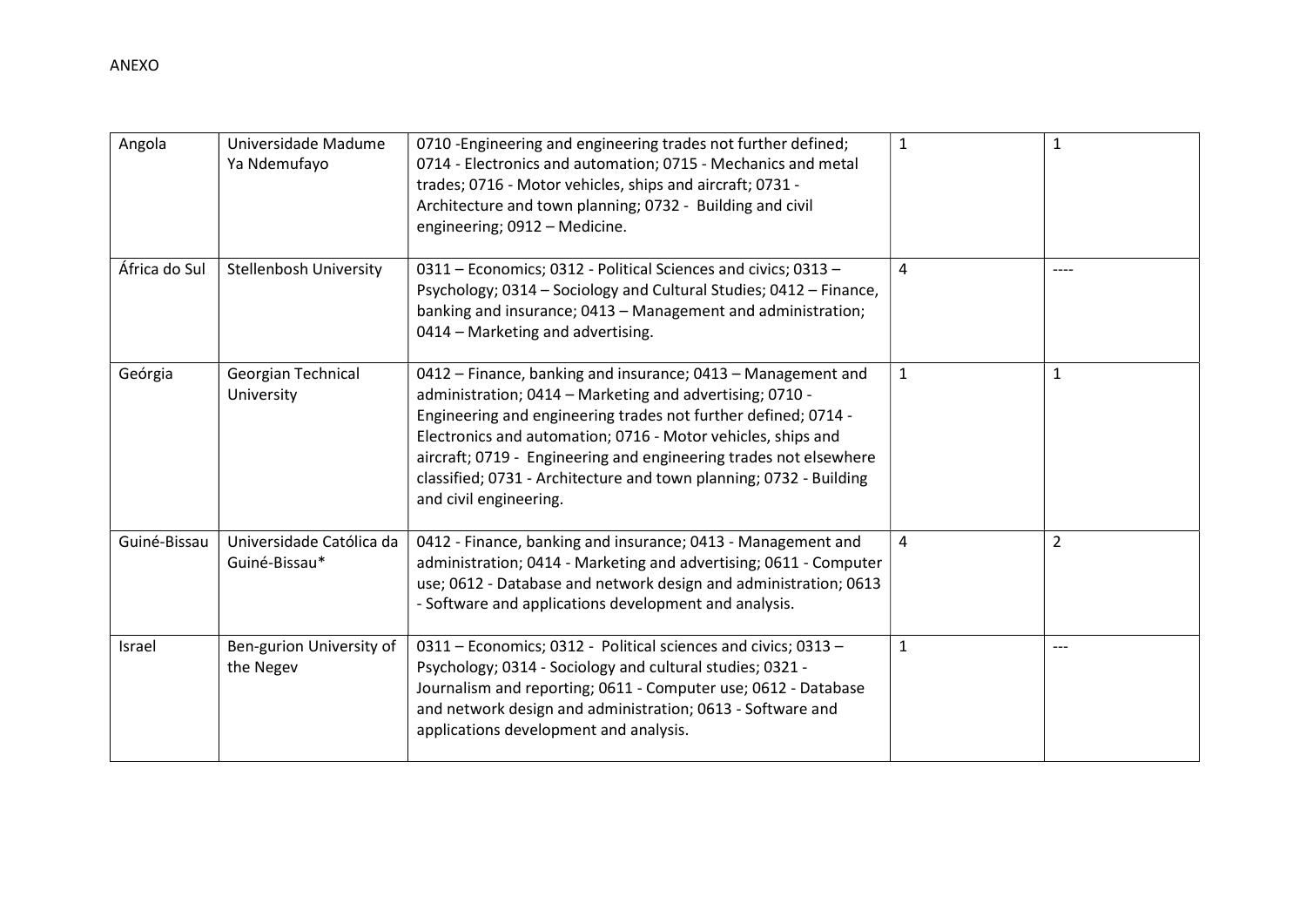ANEXO

| Angola | Universidade Madume Ya Ndemufayo | 0710 -Engineering and engineering trades not further defined; 0714 - Electronics and automation; 0715 - Mechanics and metal trades; 0716 - Motor vehicles, ships and aircraft; 0731 - Architecture and town planning; 0732 - Building and civil engineering; 0912 – Medicine. | 1 | 1 |
|---|---|---|---|---|
| África do Sul | Stellenbosh University | 0311 – Economics; 0312 - Political Sciences and civics; 0313 – Psychology; 0314 – Sociology and Cultural Studies; 0412 – Finance, banking and insurance; 0413 – Management and administration; 0414 – Marketing and advertising. | 4 | ---- |
| Geórgia | Georgian Technical University | 0412 – Finance, banking and insurance; 0413 – Management and administration; 0414 – Marketing and advertising; 0710 - Engineering and engineering trades not further defined; 0714 - Electronics and automation; 0716 - Motor vehicles, ships and aircraft; 0719 - Engineering and engineering trades not elsewhere classified; 0731 - Architecture and town planning; 0732 - Building and civil engineering. | 1 | 1 |
| Guiné-Bissau | Universidade Católica da Guiné-Bissau* | 0412 - Finance, banking and insurance; 0413 - Management and administration; 0414 - Marketing and advertising; 0611 - Computer use; 0612 - Database and network design and administration; 0613 - Software and applications development and analysis. | 4 | 2 |
| Israel | Ben-gurion University of the Negev | 0311 – Economics; 0312 - Political sciences and civics; 0313 – Psychology; 0314 - Sociology and cultural studies; 0321 - Journalism and reporting; 0611 - Computer use; 0612 - Database and network design and administration; 0613 - Software and applications development and analysis. | 1 | --- |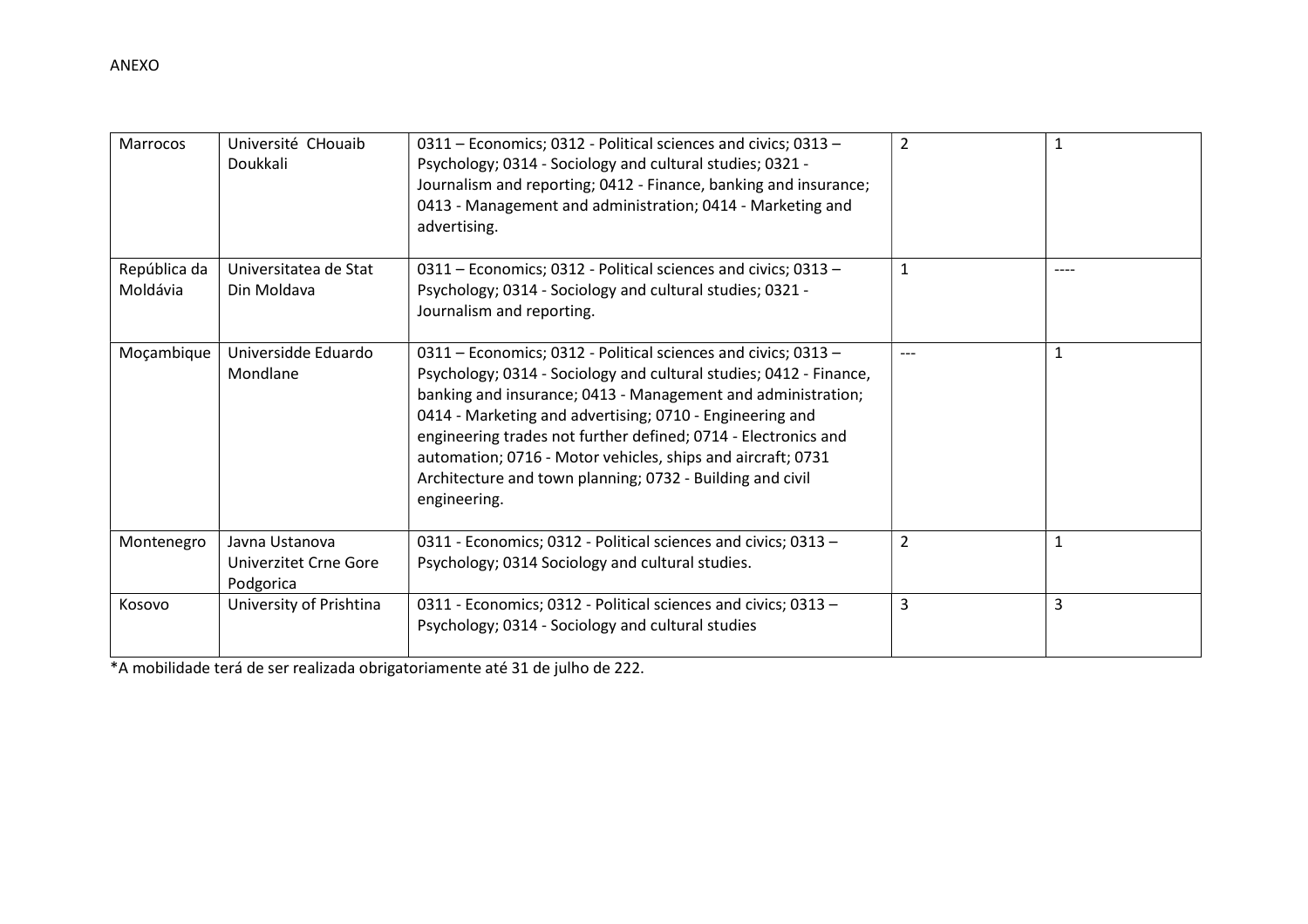ANEXO

| | | | | |
|---|---|---|---|---|
| Marrocos | Université CHouaib Doukkali | 0311 – Economics; 0312 - Political sciences and civics; 0313 – Psychology; 0314 - Sociology and cultural studies; 0321 - Journalism and reporting; 0412 - Finance, banking and insurance; 0413 - Management and administration; 0414 - Marketing and advertising. | 2 | 1 |
| República da Moldávia | Universitatea de Stat Din Moldava | 0311 – Economics; 0312 - Political sciences and civics; 0313 – Psychology; 0314 - Sociology and cultural studies; 0321 - Journalism and reporting. | 1 | ---- |
| Moçambique | Universidde Eduardo Mondlane | 0311 – Economics; 0312 - Political sciences and civics; 0313 – Psychology; 0314 - Sociology and cultural studies; 0412 - Finance, banking and insurance; 0413 - Management and administration; 0414 - Marketing and advertising; 0710 - Engineering and engineering trades not further defined; 0714 - Electronics and automation; 0716 - Motor vehicles, ships and aircraft; 0731 Architecture and town planning; 0732 - Building and civil engineering. | --- | 1 |
| Montenegro | Javna Ustanova Univerzitet Crne Gore Podgorica | 0311 - Economics; 0312 - Political sciences and civics; 0313 – Psychology; 0314 Sociology and cultural studies. | 2 | 1 |
| Kosovo | University of Prishtina | 0311 - Economics; 0312 - Political sciences and civics; 0313 – Psychology; 0314 - Sociology and cultural studies | 3 | 3 |

*A mobilidade terá de ser realizada obrigatoriamente até 31 de julho de 222.